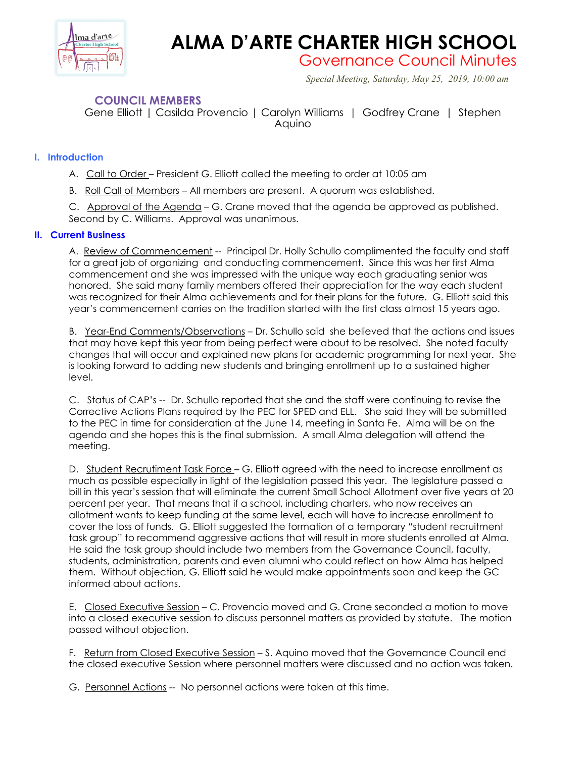# ALMA D'ARTE CHARTER HIGH SCHOOL

## Governance Council Minutes

*Special Meeting, Saturday, May 25, 2019, 10:00 am*

### COUNCIL MEMBERS

Gene Elliott | Casilda Provencio | Carolyn Williams | Godfrey Crane | Stephen Aquino

### I. Introduction

A. Call to Order – President G. Elliott called the meeting to order at 10:05 am

B. Roll Call of Members – All members are present. A quorum was established.

C. Approval of the Agenda – G. Crane moved that the agenda be approved as published. Second by C. Williams. Approval was unanimous.

### II. Current Business

A. Review of Commencement -- Principal Dr. Holly Schullo complimented the faculty and staff for a great job of organizing and conducting commencement. Since this was her first Alma commencement and she was impressed with the unique way each graduating senior was honored. She said many family members offered their appreciation for the way each student was recognized for their Alma achievements and for their plans for the future. G. Elliott said this year's commencement carries on the tradition started with the first class almost 15 years ago.

B. Year-End Comments/Observations – Dr. Schullo said she believed that the actions and issues that may have kept this year from being perfect were about to be resolved. She noted faculty changes that will occur and explained new plans for academic programming for next year. She is looking forward to adding new students and bringing enrollment up to a sustained higher level.

C. Status of CAP's -- Dr. Schullo reported that she and the staff were continuing to revise the Corrective Actions Plans required by the PEC for SPED and ELL. She said they will be submitted to the PEC in time for consideration at the June 14, meeting in Santa Fe. Alma will be on the agenda and she hopes this is the final submission. A small Alma delegation will attend the meeting.

D. Student Recrutiment Task Force – G. Elliott agreed with the need to increase enrollment as much as possible especially in light of the legislation passed this year. The legislature passed a bill in this year's session that will eliminate the current Small School Allotment over five years at 20 percent per year. That means that if a school, including charters, who now receives an allotment wants to keep funding at the same level, each will have to increase enrollment to cover the loss of funds. G. Elliott suggested the formation of a temporary "student recruitment task group" to recommend aggressive actions that will result in more students enrolled at Alma. He said the task group should include two members from the Governance Council, faculty, students, administration, parents and even alumni who could reflect on how Alma has helped them. Without objection, G. Elliott said he would make appointments soon and keep the GC informed about actions.

E. Closed Executive Session – C. Provencio moved and G. Crane seconded a motion to move into a closed executive session to discuss personnel matters as provided by statute. The motion passed without objection.

F. Return from Closed Executive Session – S. Aquino moved that the Governance Council end the closed executive Session where personnel matters were discussed and no action was taken.

G. Personnel Actions -- No personnel actions were taken at this time.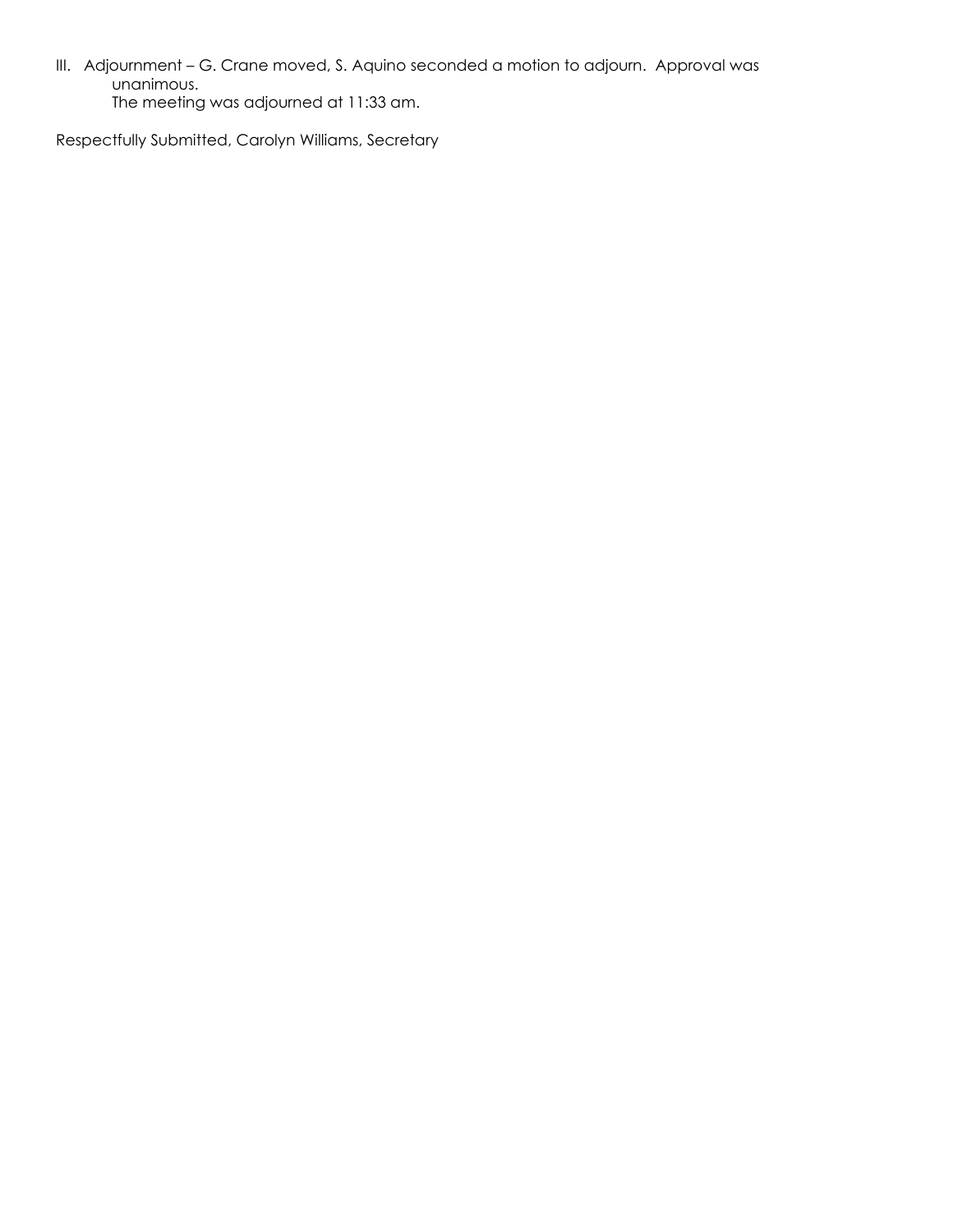III. Adjournment – G. Crane moved, S. Aquino seconded a motion to adjourn. Approval was unanimous.

The meeting was adjourned at 11:33 am.

Respectfully Submitted, Carolyn Williams, Secretary